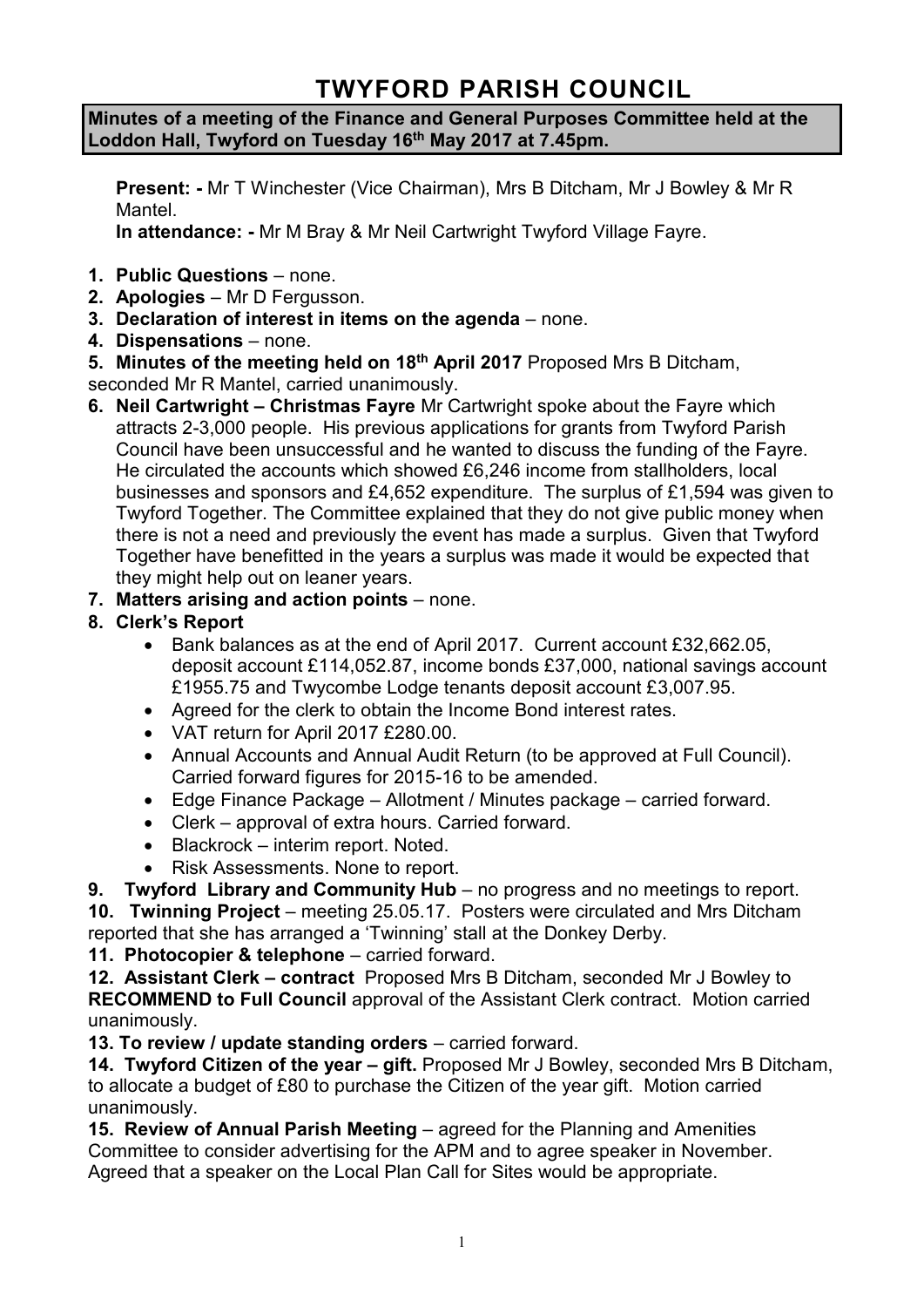# TWYFORD PARISH COUNCIL

**Minutes of a meeting of the Finance and General Purposes Committee held at the Loddon Hall, Twyford on Tuesday 16th May 2017 at 7.45pm.**

**Present: -** Mr T Winchester (Vice Chairman), Mrs B Ditcham, Mr J Bowley & Mr R Mantel.

**In attendance: -** Mr M Bray & Mr Neil Cartwright Twyford Village Fayre.

1. **Public Questions** – none.
2. **Apologies** – Mr D Fergusson.
3. **Declaration of interest in items on the agenda** – none.
4. **Dispensations** – none.
5. **Minutes of the meeting held on 18th April 2017** Proposed Mrs B Ditcham, seconded Mr R Mantel, carried unanimously.
6. **Neil Cartwright – Christmas Fayre** Mr Cartwright spoke about the Fayre which attracts 2-3,000 people. His previous applications for grants from Twyford Parish Council have been unsuccessful and he wanted to discuss the funding of the Fayre. He circulated the accounts which showed £6,246 income from stallholders, local businesses and sponsors and £4,652 expenditure. The surplus of £1,594 was given to Twyford Together. The Committee explained that they do not give public money when there is not a need and previously the event has made a surplus. Given that Twyford Together have benefitted in the years a surplus was made it would be expected that they might help out on leaner years.
7. **Matters arising and action points** – none.
8. **Clerk's Report**
   - Bank balances as at the end of April 2017. Current account £32,662.05, deposit account £114,052.87, income bonds £37,000, national savings account £1955.75 and Twycombe Lodge tenants deposit account £3,007.95.
   - Agreed for the clerk to obtain the Income Bond interest rates.
   - VAT return for April 2017 £280.00.
   - Annual Accounts and Annual Audit Return (to be approved at Full Council). Carried forward figures for 2015-16 to be amended.
   - Edge Finance Package – Allotment / Minutes package – carried forward.
   - Clerk – approval of extra hours. Carried forward.
   - Blackrock – interim report. Noted.
   - Risk Assessments. None to report.

9. **Twyford Library and Community Hub** – no progress and no meetings to report.

10. **Twinning Project** – meeting 25.05.17. Posters were circulated and Mrs Ditcham reported that she has arranged a 'Twinning' stall at the Donkey Derby.

11. **Photocopier & telephone** – carried forward.

12. **Assistant Clerk – contract** Proposed Mrs B Ditcham, seconded Mr J Bowley to **RECOMMEND to Full Council** approval of the Assistant Clerk contract. Motion carried unanimously.

13. **To review / update standing orders** – carried forward.

14. **Twyford Citizen of the year – gift.** Proposed Mr J Bowley, seconded Mrs B Ditcham, to allocate a budget of £80 to purchase the Citizen of the year gift. Motion carried unanimously.

15. **Review of Annual Parish Meeting** – agreed for the Planning and Amenities Committee to consider advertising for the APM and to agree speaker in November. Agreed that a speaker on the Local Plan Call for Sites would be appropriate.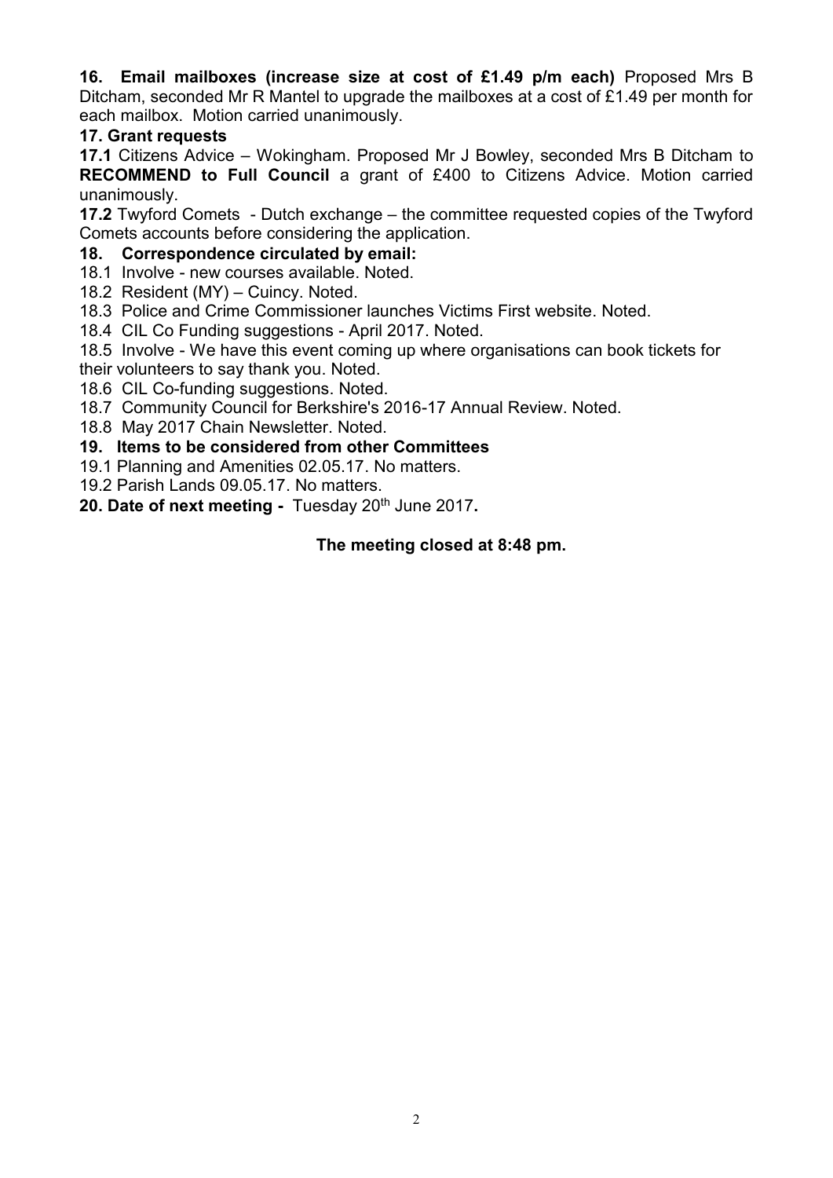**16. Email mailboxes (increase size at cost of £1.49 p/m each)** Proposed Mrs B Ditcham, seconded Mr R Mantel to upgrade the mailboxes at a cost of £1.49 per month for each mailbox. Motion carried unanimously.

**17. Grant requests**

**17.1** Citizens Advice – Wokingham. Proposed Mr J Bowley, seconded Mrs B Ditcham to **RECOMMEND to Full Council** a grant of £400 to Citizens Advice. Motion carried unanimously.

**17.2** Twyford Comets - Dutch exchange – the committee requested copies of the Twyford Comets accounts before considering the application.

**18. Correspondence circulated by email:**

18.1 Involve - new courses available. Noted.
18.2 Resident (MY) – Cuincy. Noted.
18.3 Police and Crime Commissioner launches Victims First website. Noted.
18.4 CIL Co Funding suggestions - April 2017. Noted.
18.5 Involve - We have this event coming up where organisations can book tickets for their volunteers to say thank you. Noted.
18.6 CIL Co-funding suggestions. Noted.
18.7 Community Council for Berkshire's 2016-17 Annual Review. Noted.
18.8 May 2017 Chain Newsletter. Noted.

**19. Items to be considered from other Committees**

19.1 Planning and Amenities 02.05.17. No matters.
19.2 Parish Lands 09.05.17. No matters.

**20. Date of next meeting -** Tuesday 20th June 2017**.**

**The meeting closed at 8:48 pm.**